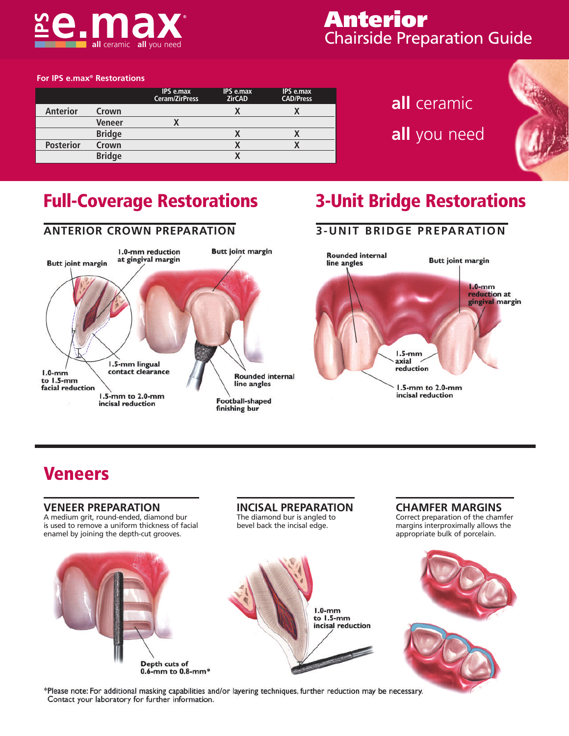# IPS e.max

all ceramic all you need

## Anterior Chairside Preparation Guide

**For IPS e.max® Restorations**

| | | IPS e.max Ceram/ZirPress | IPS e.max ZirCAD | IPS e.max CAD/Press |
|---|---|---|---|---|
| Anterior | Crown | | X | X |
| | Veneer | X | | |
| | Bridge | | X | X |
| Posterior | Crown | | X | X |
| | Bridge | | X | |

**all** ceramic

**all** you need

# Full-Coverage Restorations

## ANTERIOR CROWN PREPARATION

Butt joint margin

1.0-mm reduction at gingival margin

Butt joint margin

1.0-mm to 1.5-mm facial reduction

1.5-mm lingual contact clearance

1.5-mm to 2.0-mm incisal reduction

Rounded internal line angles

Football-shaped finishing bur

# 3-Unit Bridge Restorations

## 3-UNIT BRIDGE PREPARATION

Rounded internal line angles

Butt joint margin

1.0-mm reduction at gingival margin

1.5-mm axial reduction

1.5-mm to 2.0-mm incisal reduction

# Veneers

## VENEER PREPARATION

A medium grit, round-ended, diamond bur is used to remove a uniform thickness of facial enamel by joining the depth-cut grooves.

Depth cuts of 0.6-mm to 0.8-mm*

## INCISAL PREPARATION

The diamond bur is angled to bevel back the incisal edge.

1.0-mm to 1.5-mm incisal reduction

## CHAMFER MARGINS

Correct preparation of the chamfer margins interproximally allows the appropriate bulk of porcelain.

*Please note: For additional masking capabilities and/or layering techniques, further reduction may be necessary. Contact your laboratory for further information.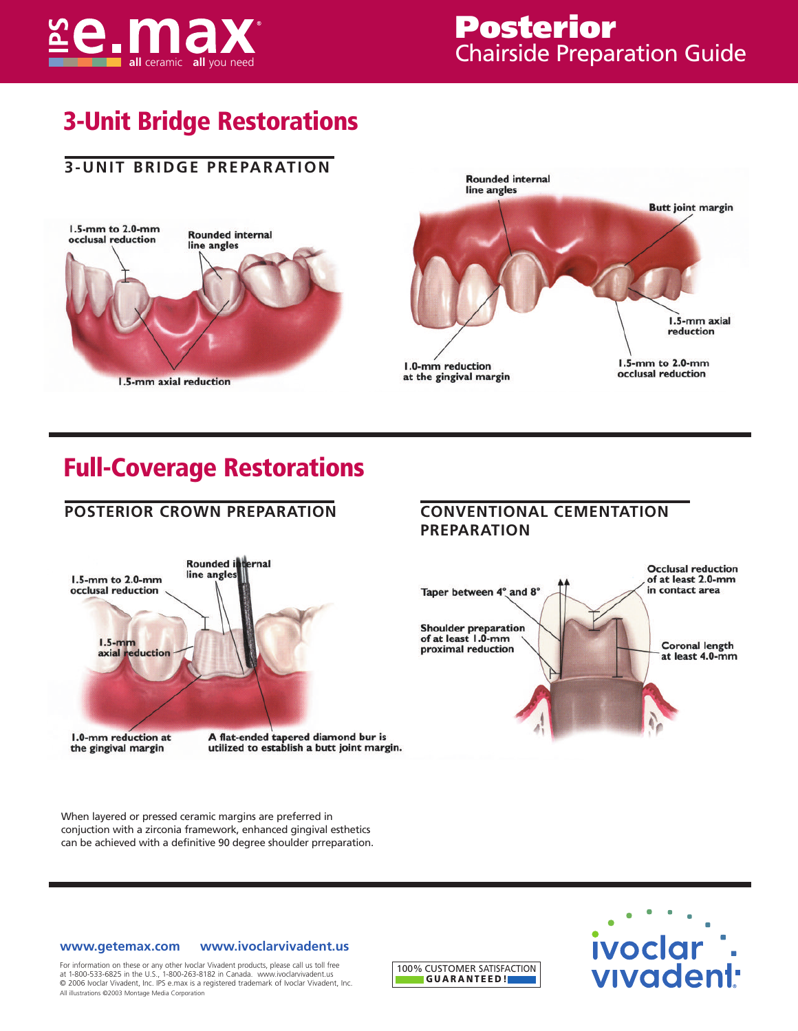IPS e.max

all ceramic all you need

# Posterior
Chairside Preparation Guide

## 3-Unit Bridge Restorations

### 3-UNIT BRIDGE PREPARATION

1.5-mm to 2.0-mm occlusal reduction

Rounded internal line angles

1.5-mm axial reduction

Rounded internal line angles

Butt joint margin

1.5-mm axial reduction

1.0-mm reduction at the gingival margin

1.5-mm to 2.0-mm occlusal reduction

## Full-Coverage Restorations

### POSTERIOR CROWN PREPARATION

Rounded internal line angles

1.5-mm to 2.0-mm occlusal reduction

1.5-mm axial reduction

1.0-mm reduction at the gingival margin

A flat-ended tapered diamond bur is utilized to establish a butt joint margin.

### CONVENTIONAL CEMENTATION PREPARATION

Taper between 4° and 8°

Occlusal reduction of at least 2.0-mm in contact area

Shoulder preparation of at least 1.0-mm proximal reduction

Coronal length at least 4.0-mm

When layered or pressed ceramic margins are preferred in conjuction with a zirconia framework, enhanced gingival esthetics can be achieved with a definitive 90 degree shoulder prreparation.

**www.getemax.com** **www.ivoclarvivadent.us**

For information on these or any other Ivoclar Vivadent products, please call us toll free at 1-800-533-6825 in the U.S., 1-800-263-8182 in Canada. www.ivoclarvivadent.us
© 2006 Ivoclar Vivadent, Inc. IPS e.max is a registered trademark of Ivoclar Vivadent, Inc.
All illustrations ©2003 Montage Media Corporation

100% CUSTOMER SATISFACTION GUARANTEED!

ivoclar vivadent